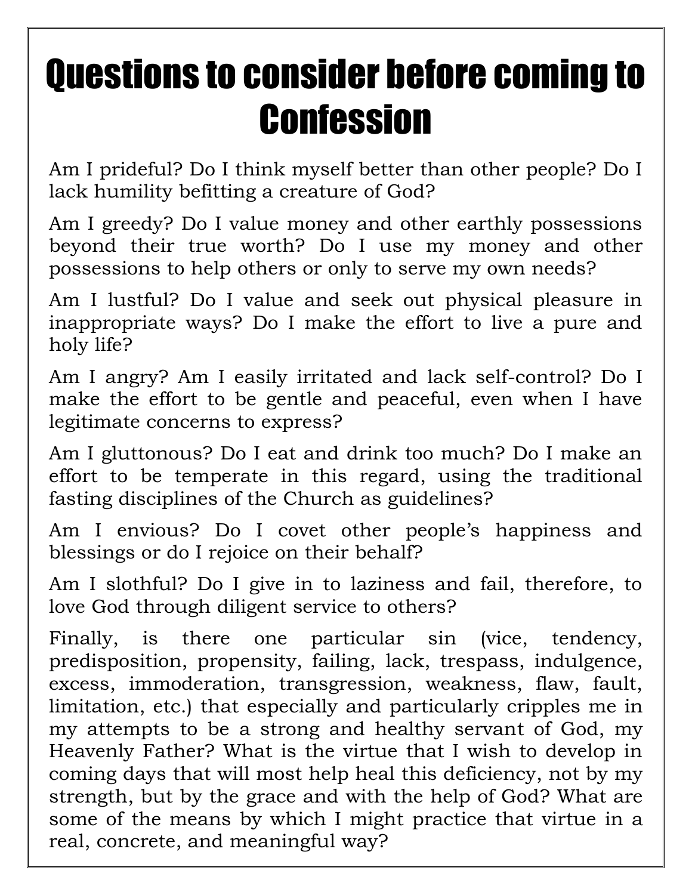# Questions to consider before coming to Confession

Am I prideful? Do I think myself better than other people? Do I lack humility befitting a creature of God?

Am I greedy? Do I value money and other earthly possessions beyond their true worth? Do I use my money and other possessions to help others or only to serve my own needs?

Am I lustful? Do I value and seek out physical pleasure in inappropriate ways? Do I make the effort to live a pure and holy life?

Am I angry? Am I easily irritated and lack self-control? Do I make the effort to be gentle and peaceful, even when I have legitimate concerns to express?

Am I gluttonous? Do I eat and drink too much? Do I make an effort to be temperate in this regard, using the traditional fasting disciplines of the Church as guidelines?

Am I envious? Do I covet other people's happiness and blessings or do I rejoice on their behalf?

Am I slothful? Do I give in to laziness and fail, therefore, to love God through diligent service to others?

Finally, is there one particular sin (vice, tendency, predisposition, propensity, failing, lack, trespass, indulgence, excess, immoderation, transgression, weakness, flaw, fault, limitation, etc.) that especially and particularly cripples me in my attempts to be a strong and healthy servant of God, my Heavenly Father? What is the virtue that I wish to develop in coming days that will most help heal this deficiency, not by my strength, but by the grace and with the help of God? What are some of the means by which I might practice that virtue in a real, concrete, and meaningful way?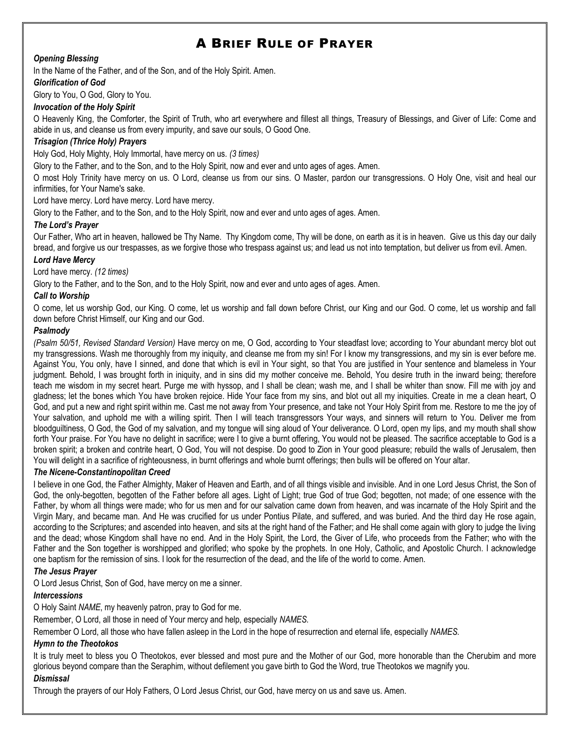# A Brief Rule of Prayer

***Opening Blessing***

In the Name of the Father, and of the Son, and of the Holy Spirit. Amen.

***Glorification of God***

Glory to You, O God, Glory to You.

***Invocation of the Holy Spirit***

O Heavenly King, the Comforter, the Spirit of Truth, who art everywhere and fillest all things, Treasury of Blessings, and Giver of Life: Come and abide in us, and cleanse us from every impurity, and save our souls, O Good One.

***Trisagion (Thrice Holy) Prayers***

Holy God, Holy Mighty, Holy Immortal, have mercy on us. *(3 times)*

Glory to the Father, and to the Son, and to the Holy Spirit, now and ever and unto ages of ages. Amen.

O most Holy Trinity have mercy on us. O Lord, cleanse us from our sins. O Master, pardon our transgressions. O Holy One, visit and heal our infirmities, for Your Name's sake.

Lord have mercy. Lord have mercy. Lord have mercy.

Glory to the Father, and to the Son, and to the Holy Spirit, now and ever and unto ages of ages. Amen.

***The Lord's Prayer***

Our Father, Who art in heaven, hallowed be Thy Name. Thy Kingdom come, Thy will be done, on earth as it is in heaven. Give us this day our daily bread, and forgive us our trespasses, as we forgive those who trespass against us; and lead us not into temptation, but deliver us from evil. Amen.

***Lord Have Mercy***

Lord have mercy. *(12 times)*

Glory to the Father, and to the Son, and to the Holy Spirit, now and ever and unto ages of ages. Amen.

***Call to Worship***

O come, let us worship God, our King. O come, let us worship and fall down before Christ, our King and our God. O come, let us worship and fall down before Christ Himself, our King and our God.

***Psalmody***

*(Psalm 50/51, Revised Standard Version)* Have mercy on me, O God, according to Your steadfast love; according to Your abundant mercy blot out my transgressions. Wash me thoroughly from my iniquity, and cleanse me from my sin! For I know my transgressions, and my sin is ever before me. Against You, You only, have I sinned, and done that which is evil in Your sight, so that You are justified in Your sentence and blameless in Your judgment. Behold, I was brought forth in iniquity, and in sins did my mother conceive me. Behold, You desire truth in the inward being; therefore teach me wisdom in my secret heart. Purge me with hyssop, and I shall be clean; wash me, and I shall be whiter than snow. Fill me with joy and gladness; let the bones which You have broken rejoice. Hide Your face from my sins, and blot out all my iniquities. Create in me a clean heart, O God, and put a new and right spirit within me. Cast me not away from Your presence, and take not Your Holy Spirit from me. Restore to me the joy of Your salvation, and uphold me with a willing spirit. Then I will teach transgressors Your ways, and sinners will return to You. Deliver me from bloodguiltiness, O God, the God of my salvation, and my tongue will sing aloud of Your deliverance. O Lord, open my lips, and my mouth shall show forth Your praise. For You have no delight in sacrifice; were I to give a burnt offering, You would not be pleased. The sacrifice acceptable to God is a broken spirit; a broken and contrite heart, O God, You will not despise. Do good to Zion in Your good pleasure; rebuild the walls of Jerusalem, then You will delight in a sacrifice of righteousness, in burnt offerings and whole burnt offerings; then bulls will be offered on Your altar.

***The Nicene-Constantinopolitan Creed***

I believe in one God, the Father Almighty, Maker of Heaven and Earth, and of all things visible and invisible. And in one Lord Jesus Christ, the Son of God, the only-begotten, begotten of the Father before all ages. Light of Light; true God of true God; begotten, not made; of one essence with the Father, by whom all things were made; who for us men and for our salvation came down from heaven, and was incarnate of the Holy Spirit and the Virgin Mary, and became man. And He was crucified for us under Pontius Pilate, and suffered, and was buried. And the third day He rose again, according to the Scriptures; and ascended into heaven, and sits at the right hand of the Father; and He shall come again with glory to judge the living and the dead; whose Kingdom shall have no end. And in the Holy Spirit, the Lord, the Giver of Life, who proceeds from the Father; who with the Father and the Son together is worshipped and glorified; who spoke by the prophets. In one Holy, Catholic, and Apostolic Church. I acknowledge one baptism for the remission of sins. I look for the resurrection of the dead, and the life of the world to come. Amen.

***The Jesus Prayer***

O Lord Jesus Christ, Son of God, have mercy on me a sinner.

***Intercessions***

O Holy Saint *NAME*, my heavenly patron, pray to God for me.

Remember, O Lord, all those in need of Your mercy and help, especially *NAMES*.

Remember O Lord, all those who have fallen asleep in the Lord in the hope of resurrection and eternal life, especially *NAMES*.

***Hymn to the Theotokos***

It is truly meet to bless you O Theotokos, ever blessed and most pure and the Mother of our God, more honorable than the Cherubim and more glorious beyond compare than the Seraphim, without defilement you gave birth to God the Word, true Theotokos we magnify you.

***Dismissal***

Through the prayers of our Holy Fathers, O Lord Jesus Christ, our God, have mercy on us and save us. Amen.